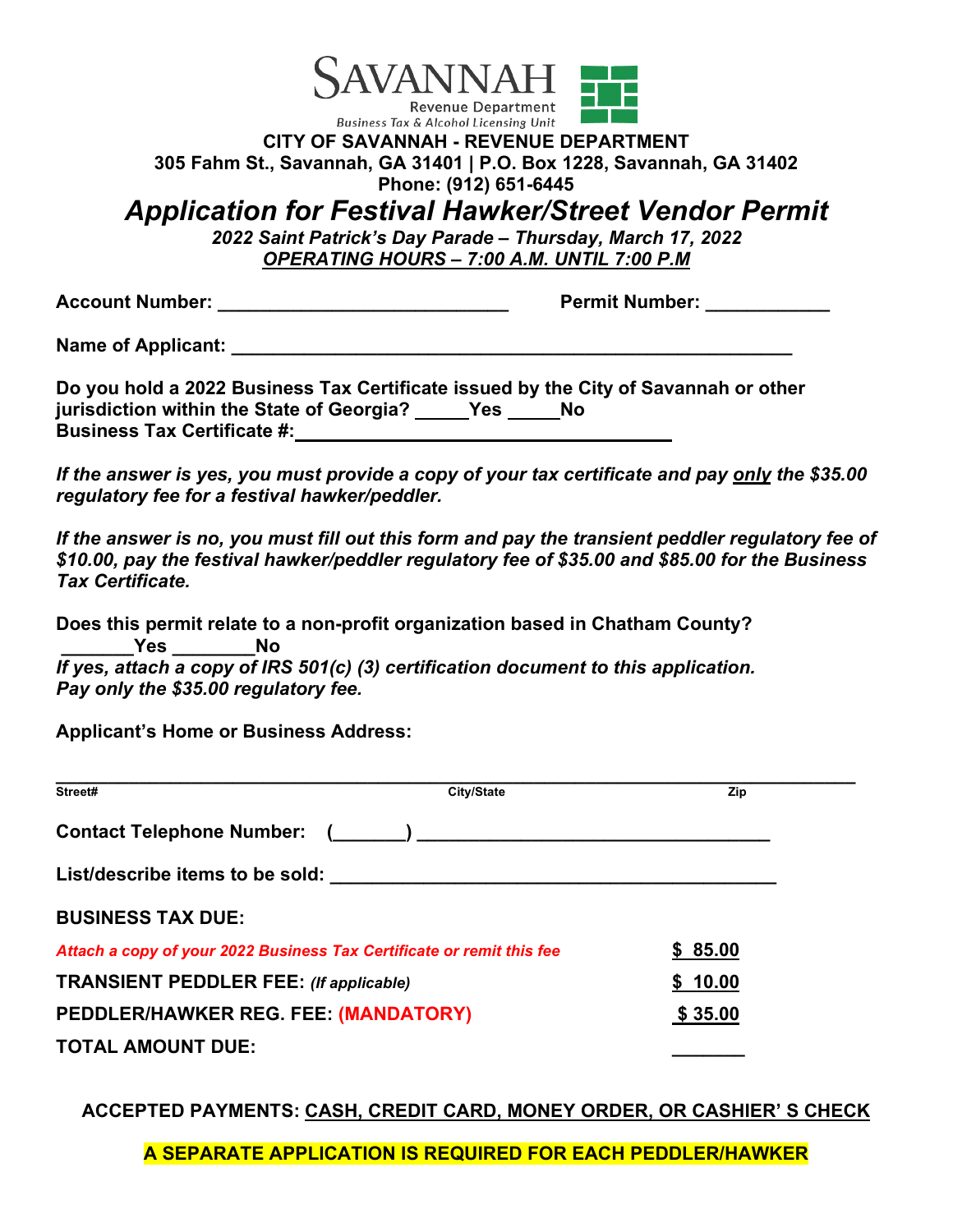SAVANNAH
Revenue Department
Business Tax & Alcohol Licensing Unit

**CITY OF SAVANNAH - REVENUE DEPARTMENT**
**305 Fahm St., Savannah, GA 31401 | P.O. Box 1228, Savannah, GA 31402**
**Phone: (912) 651-6445**

# *Application for Festival Hawker/Street Vendor Permit*

***2022 Saint Patrick's Day Parade – Thursday, March 17, 2022***
***OPERATING HOURS – 7:00 A.M. UNTIL 7:00 P.M***

**Account Number:** ___________________________ **Permit Number:** ___________

**Name of Applicant:** _____________________________________________________

**Do you hold a 2022 Business Tax Certificate issued by the City of Savannah or other jurisdiction within the State of Georgia? _____Yes _____No**
**Business Tax Certificate #:**___________________________________

***If the answer is yes, you must provide a copy of your tax certificate and pay only the $35.00 regulatory fee for a festival hawker/peddler.***

***If the answer is no, you must fill out this form and pay the transient peddler regulatory fee of $10.00, pay the festival hawker/peddler regulatory fee of $35.00 and $85.00 for the Business Tax Certificate.***

**Does this permit relate to a non-profit organization based in Chatham County? _______Yes ________No**
***If yes, attach a copy of IRS 501(c) (3) certification document to this application. Pay only the $35.00 regulatory fee.***

**Applicant's Home or Business Address:**

___________________________________________________________________________
Street# City/State Zip

**Contact Telephone Number:** (_______) _________________________________

**List/describe items to be sold:** __________________________________________

**BUSINESS TAX DUE:**

| | |
|---|---|
| *Attach a copy of your 2022 Business Tax Certificate or remit this fee* | $ 85.00 |
| **TRANSIENT PEDDLER FEE:** *(If applicable)* | $ 10.00 |
| **PEDDLER/HAWKER REG. FEE: (MANDATORY)** | $ 35.00 |
| **TOTAL AMOUNT DUE:** | _______ |

**ACCEPTED PAYMENTS: CASH, CREDIT CARD, MONEY ORDER, OR CASHIER' S CHECK**

**A SEPARATE APPLICATION IS REQUIRED FOR EACH PEDDLER/HAWKER**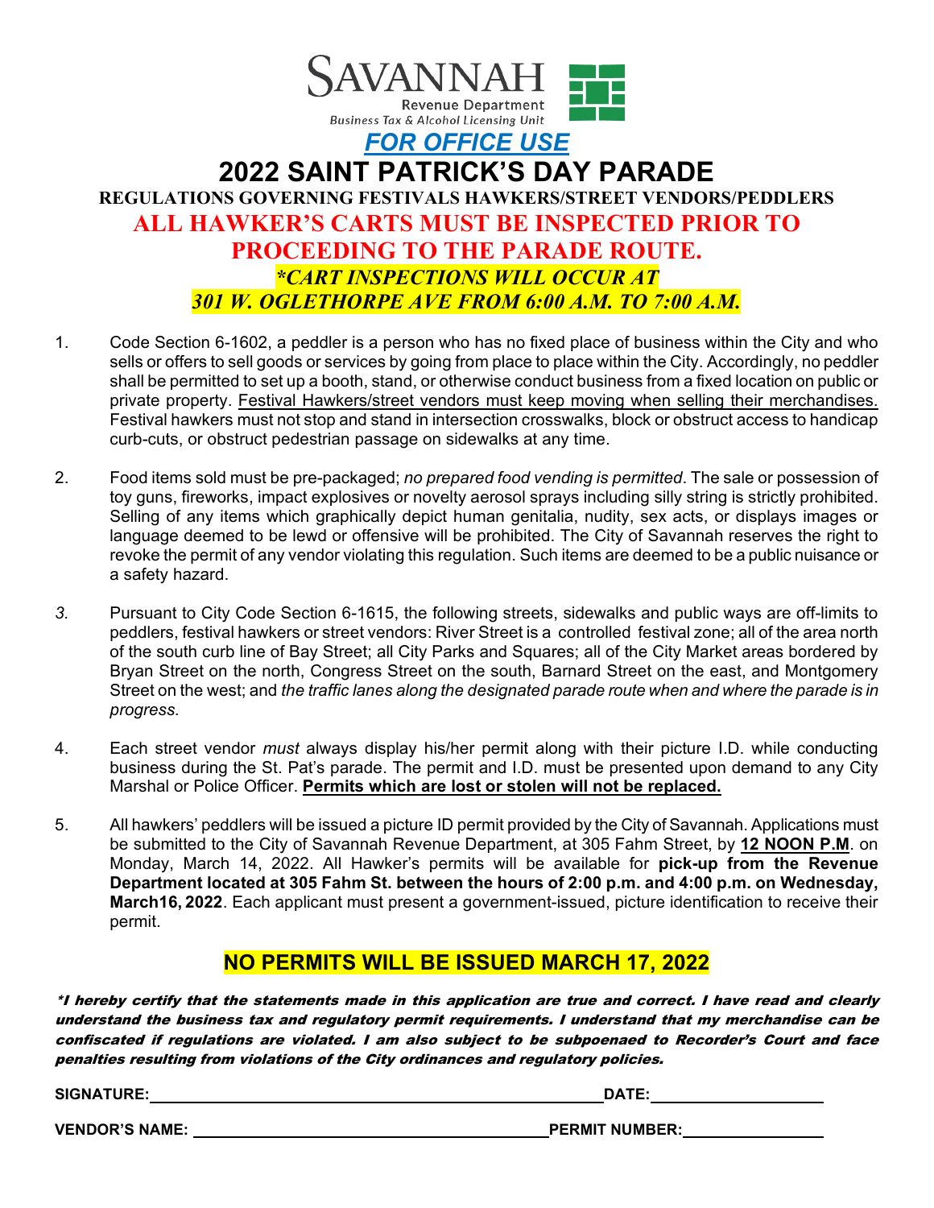SAVANNAH
Revenue Department
*Business Tax & Alcohol Licensing Unit*

***FOR OFFICE USE***

# 2022 SAINT PATRICK'S DAY PARADE

## REGULATIONS GOVERNING FESTIVALS HAWKERS/STREET VENDORS/PEDDLERS

## ALL HAWKER'S CARTS MUST BE INSPECTED PRIOR TO PROCEEDING TO THE PARADE ROUTE.

***\*CART INSPECTIONS WILL OCCUR AT 301 W. OGLETHORPE AVE FROM 6:00 A.M. TO 7:00 A.M.***

1. Code Section 6-1602, a peddler is a person who has no fixed place of business within the City and who sells or offers to sell goods or services by going from place to place within the City. Accordingly, no peddler shall be permitted to set up a booth, stand, or otherwise conduct business from a fixed location on public or private property. Festival Hawkers/street vendors must keep moving when selling their merchandises. Festival hawkers must not stop and stand in intersection crosswalks, block or obstruct access to handicap curb-cuts, or obstruct pedestrian passage on sidewalks at any time.

2. Food items sold must be pre-packaged; *no prepared food vending is permitted*. The sale or possession of toy guns, fireworks, impact explosives or novelty aerosol sprays including silly string is strictly prohibited. Selling of any items which graphically depict human genitalia, nudity, sex acts, or displays images or language deemed to be lewd or offensive will be prohibited. The City of Savannah reserves the right to revoke the permit of any vendor violating this regulation. Such items are deemed to be a public nuisance or a safety hazard.

3. Pursuant to City Code Section 6-1615, the following streets, sidewalks and public ways are off-limits to peddlers, festival hawkers or street vendors: River Street is a controlled festival zone; all of the area north of the south curb line of Bay Street; all City Parks and Squares; all of the City Market areas bordered by Bryan Street on the north, Congress Street on the south, Barnard Street on the east, and Montgomery Street on the west; and *the traffic lanes along the designated parade route when and where the parade is in progress.*

4. Each street vendor *must* always display his/her permit along with their picture I.D. while conducting business during the St. Pat's parade. The permit and I.D. must be presented upon demand to any City Marshal or Police Officer. **Permits which are lost or stolen will not be replaced.**

5. All hawkers' peddlers will be issued a picture ID permit provided by the City of Savannah. Applications must be submitted to the City of Savannah Revenue Department, at 305 Fahm Street, by **12 NOON P.M**. on Monday, March 14, 2022. All Hawker's permits will be available for **pick-up from the Revenue Department located at 305 Fahm St. between the hours of 2:00 p.m. and 4:00 p.m. on Wednesday, March16, 2022**. Each applicant must present a government-issued, picture identification to receive their permit.

**NO PERMITS WILL BE ISSUED MARCH 17, 2022**

***\*I hereby certify that the statements made in this application are true and correct. I have read and clearly understand the business tax and regulatory permit requirements. I understand that my merchandise can be confiscated if regulations are violated. I am also subject to be subpoenaed to Recorder's Court and face penalties resulting from violations of the City ordinances and regulatory policies.***

**SIGNATURE:** ______________________ **DATE:** ______________

**VENDOR'S NAME:** ______________________ **PERMIT NUMBER:** ______________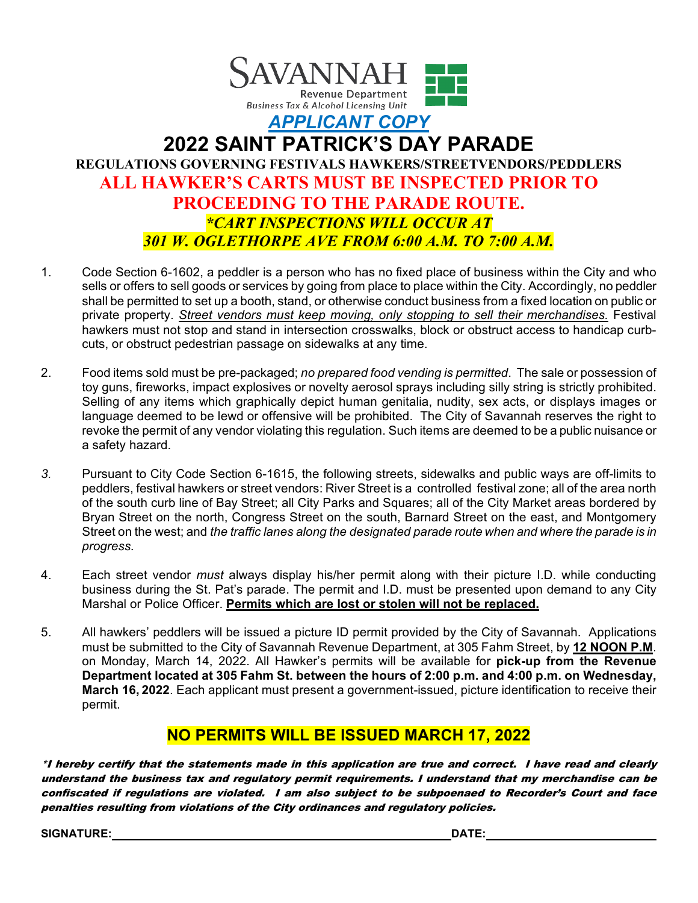SAVANNAH
Revenue Department
*Business Tax & Alcohol Licensing Unit*

***APPLICANT COPY***

# 2022 SAINT PATRICK'S DAY PARADE

**REGULATIONS GOVERNING FESTIVALS HAWKERS/STREETVENDORS/PEDDLERS**

## ALL HAWKER'S CARTS MUST BE INSPECTED PRIOR TO PROCEEDING TO THE PARADE ROUTE.

***\*CART INSPECTIONS WILL OCCUR AT 301 W. OGLETHORPE AVE FROM 6:00 A.M. TO 7:00 A.M.***

1. Code Section 6-1602, a peddler is a person who has no fixed place of business within the City and who sells or offers to sell goods or services by going from place to place within the City. Accordingly, no peddler shall be permitted to set up a booth, stand, or otherwise conduct business from a fixed location on public or private property. *Street vendors must keep moving, only stopping to sell their merchandises.* Festival hawkers must not stop and stand in intersection crosswalks, block or obstruct access to handicap curb-cuts, or obstruct pedestrian passage on sidewalks at any time.

2. Food items sold must be pre-packaged; *no prepared food vending is permitted*. The sale or possession of toy guns, fireworks, impact explosives or novelty aerosol sprays including silly string is strictly prohibited. Selling of any items which graphically depict human genitalia, nudity, sex acts, or displays images or language deemed to be lewd or offensive will be prohibited. The City of Savannah reserves the right to revoke the permit of any vendor violating this regulation. Such items are deemed to be a public nuisance or a safety hazard.

3. Pursuant to City Code Section 6-1615, the following streets, sidewalks and public ways are off-limits to peddlers, festival hawkers or street vendors: River Street is a controlled festival zone; all of the area north of the south curb line of Bay Street; all City Parks and Squares; all of the City Market areas bordered by Bryan Street on the north, Congress Street on the south, Barnard Street on the east, and Montgomery Street on the west; and *the traffic lanes along the designated parade route when and where the parade is in progress.*

4. Each street vendor *must* always display his/her permit along with their picture I.D. while conducting business during the St. Pat's parade. The permit and I.D. must be presented upon demand to any City Marshal or Police Officer. **Permits which are lost or stolen will not be replaced.**

5. All hawkers' peddlers will be issued a picture ID permit provided by the City of Savannah. Applications must be submitted to the City of Savannah Revenue Department, at 305 Fahm Street, by **12 NOON P.M**. on Monday, March 14, 2022. All Hawker's permits will be available for **pick-up from the Revenue Department located at 305 Fahm St. between the hours of 2:00 p.m. and 4:00 p.m. on Wednesday, March 16, 2022**. Each applicant must present a government-issued, picture identification to receive their permit.

## NO PERMITS WILL BE ISSUED MARCH 17, 2022

***\*I hereby certify that the statements made in this application are true and correct. I have read and clearly understand the business tax and regulatory permit requirements. I understand that my merchandise can be confiscated if regulations are violated. I am also subject to be subpoenaed to Recorder's Court and face penalties resulting from violations of the City ordinances and regulatory policies.***

**SIGNATURE:** ______________________________ **DATE:** ______________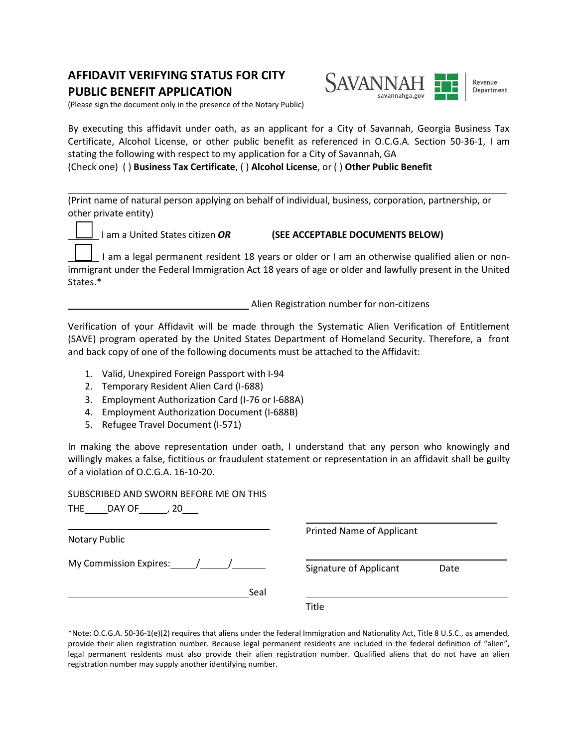# AFFIDAVIT VERIFYING STATUS FOR CITY PUBLIC BENEFIT APPLICATION

SAVANNAH savannahga.gov Revenue Department

(Please sign the document only in the presence of the Notary Public)

By executing this affidavit under oath, as an applicant for a City of Savannah, Georgia Business Tax Certificate, Alcohol License, or other public benefit as referenced in O.C.G.A. Section 50-36-1, I am stating the following with respect to my application for a City of Savannah, GA
(Check one) ( ) **Business Tax Certificate**, ( ) **Alcohol License**, or ( ) **Other Public Benefit**

______________________________________________________________________

(Print name of natural person applying on behalf of individual, business, corporation, partnership, or other private entity)

☐ I am a United States citizen ***OR*** **(SEE ACCEPTABLE DOCUMENTS BELOW)**

☐ I am a legal permanent resident 18 years or older or I am an otherwise qualified alien or non-immigrant under the Federal Immigration Act 18 years of age or older and lawfully present in the United States.*

____________________________ Alien Registration number for non-citizens

Verification of your Affidavit will be made through the Systematic Alien Verification of Entitlement (SAVE) program operated by the United States Department of Homeland Security. Therefore, a front and back copy of one of the following documents must be attached to the Affidavit:

1. Valid, Unexpired Foreign Passport with I-94
2. Temporary Resident Alien Card (I-688)
3. Employment Authorization Card (I-76 or I-688A)
4. Employment Authorization Document (I-688B)
5. Refugee Travel Document (I-571)

In making the above representation under oath, I understand that any person who knowingly and willingly makes a false, fictitious or fraudulent statement or representation in an affidavit shall be guilty of a violation of O.C.G.A. 16-10-20.

SUBSCRIBED AND SWORN BEFORE ME ON THIS
THE_____DAY OF______, 20___

____________________________
Notary Public

My Commission Expires:_____/_____/______

____________________________ Seal

____________________________
Printed Name of Applicant

____________________________
Signature of Applicant Date

____________________________
Title

*Note: O.C.G.A. 50-36-1(e)(2) requires that aliens under the federal Immigration and Nationality Act, Title 8 U.S.C., as amended, provide their alien registration number. Because legal permanent residents are included in the federal definition of "alien", legal permanent residents must also provide their alien registration number. Qualified aliens that do not have an alien registration number may supply another identifying number.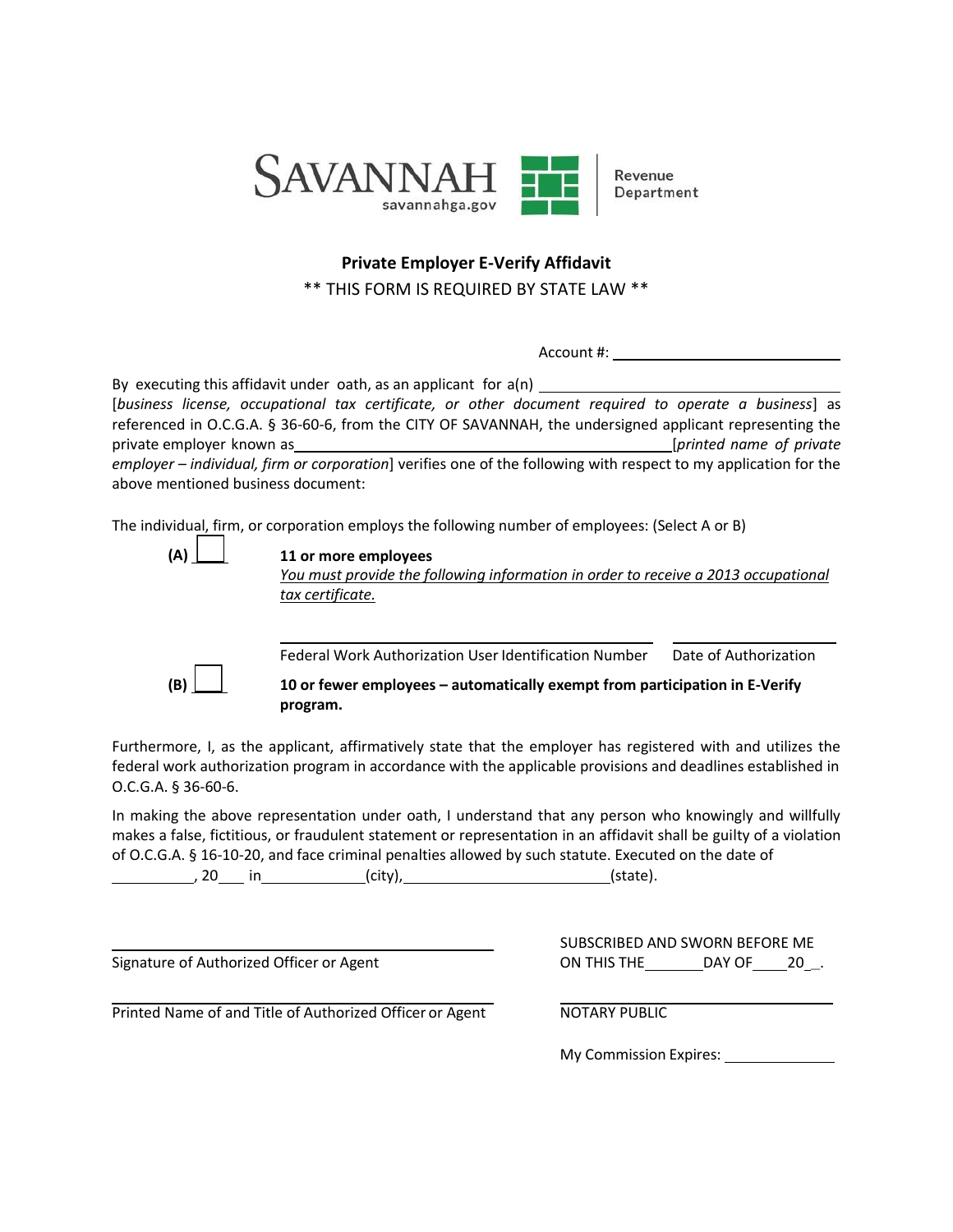SAVANNAH savannahga.gov | Revenue Department

## Private Employer E-Verify Affidavit

\*\* THIS FORM IS REQUIRED BY STATE LAW \*\*

Account #: ______________________________

By executing this affidavit under oath, as an applicant for a(n) ______________________________ [*business license, occupational tax certificate, or other document required to operate a business*] as referenced in O.C.G.A. § 36-60-6, from the CITY OF SAVANNAH, the undersigned applicant representing the private employer known as ______________________________ [*printed name of private employer – individual, firm or corporation*] verifies one of the following with respect to my application for the above mentioned business document:

The individual, firm, or corporation employs the following number of employees: (Select A or B)

**(A)** ☐ **11 or more employees**
<u>*You must provide the following information in order to receive a 2013 occupational tax certificate.*</u>

______________________________ ______________________
Federal Work Authorization User Identification Number Date of Authorization

**(B)** ☐ **10 or fewer employees – automatically exempt from participation in E-Verify program.**

Furthermore, I, as the applicant, affirmatively state that the employer has registered with and utilizes the federal work authorization program in accordance with the applicable provisions and deadlines established in O.C.G.A. § 36-60-6.

In making the above representation under oath, I understand that any person who knowingly and willfully makes a false, fictitious, or fraudulent statement or representation in an affidavit shall be guilty of a violation of O.C.G.A. § 16-10-20, and face criminal penalties allowed by such statute. Executed on the date of __________, 20___ in ______________(city), ________________________(state).

______________________________
Signature of Authorized Officer or Agent

______________________________
Printed Name of and Title of Authorized Officer or Agent

SUBSCRIBED AND SWORN BEFORE ME ON THIS THE ________DAY OF _____20__.

______________________________
NOTARY PUBLIC

My Commission Expires: ______________